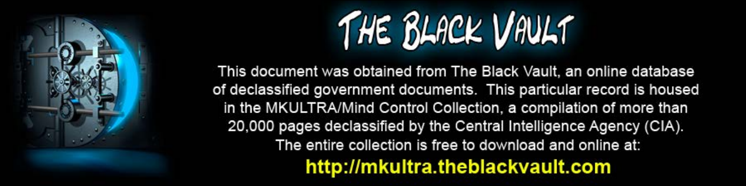# THE BLACK VAULT

This document was obtained from The Black Vault, an online database of declassified government documents. This particular record is housed in the MKULTRA/Mind Control Collection, a compilation of more than 20,000 pages declassified by the Central Intelligence Agency (CIA). The entire collection is free to download and online at:

**http://mkultra.theblackvault.com**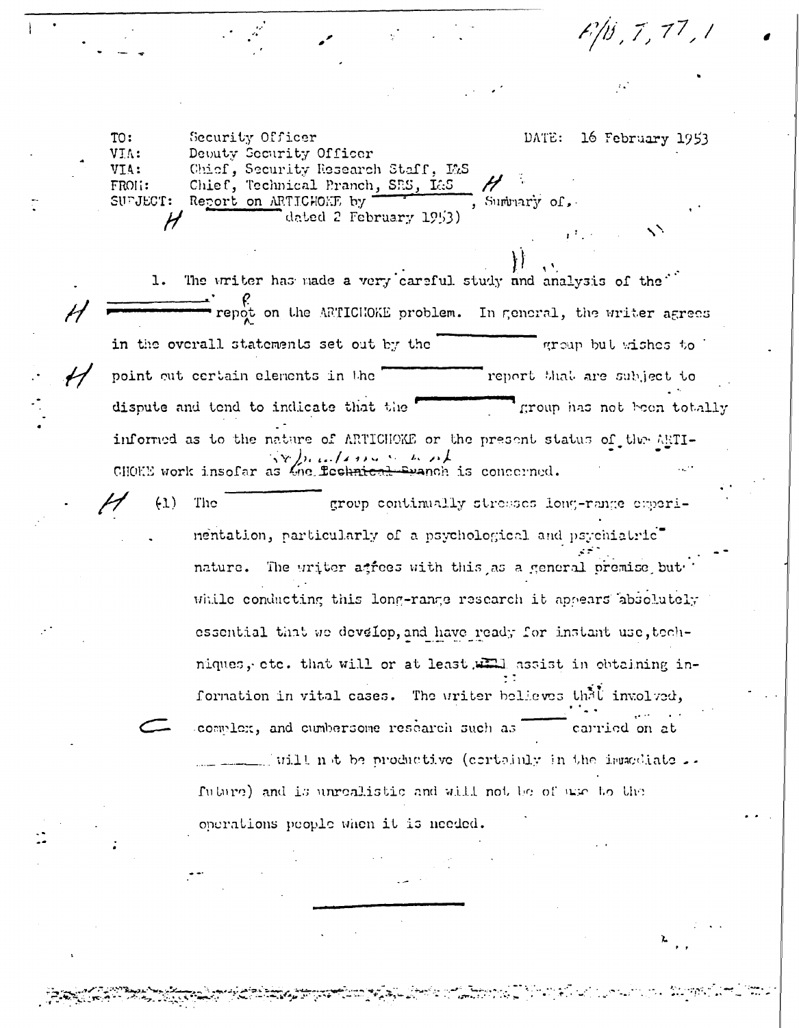A/B, 7, 77, 1

TO: Security Officer
VIA: Deputy Security Officer
VIA: Chief, Security Research Staff, I&S
FROM: Chief, Technical Branch, SRS, I&S
SUBJECT: Report on ARTICHOKE by ________, Summary of, dated 2 February 1953)

DATE: 16 February 1953

1. The writer has made a very careful study and analysis of the ________ report on the ARTICHOKE problem. In general, the writer agrees in the overall statements set out by the ________ group but wishes to point out certain elements in the ________ report that are subject to dispute and tend to indicate that the ________ group has not been totally informed as to the nature of ARTICHOKE or the present status of the ARTICHOKE work insofar as ~~the Technical Branch~~ SRS/Technical is concerned.

(1) The ________ group continually stresses long-range experimentation, particularly of a psychological and psychiatric nature. The writer agrees with this as a general premise but while conducting this long-range research it appears absolutely essential that we develop, and have ready for instant use, techniques, etc. that will or at least will assist in obtaining information in vital cases. The writer believes that involved, complex, and cumbersome research such as ____ carried on at ________ will not be productive (certainly in the immediate future) and is unrealistic and will not be of use to the operations people when it is needed.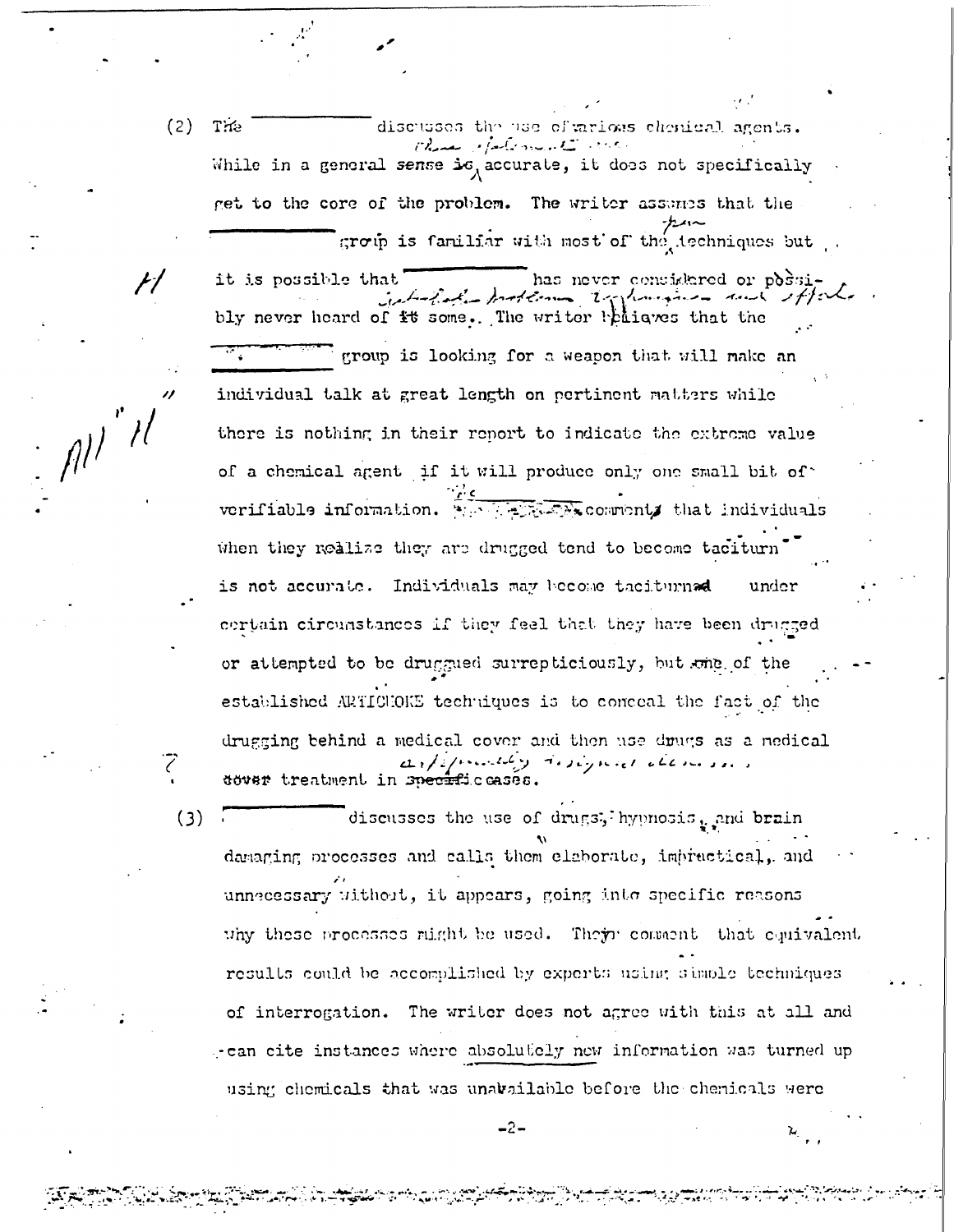(2) The ______ discusses the use of various chemical agents. While in a general sense these statements are accurate, it does not specifically get to the core of the problem. The writer assumes that the ______ group is familiar with most of the techniques but it is possible that ______ has never considered or possibly never heard of some interrogation problems, techniques and effects. The writer believes that the ______ group is looking for a weapon that will make an individual talk at great length on pertinent matters while there is nothing in their report to indicate the extreme value of a chemical agent if it will produce only one small bit of verifiable information. The ______ comments that individuals when they realize they are drugged tend to become taciturn is not accurate. Individuals may become taciturn under certain circumstances if they feel that they have been drugged or attempted to be drugged surrepticiously, but one of the established ARTICHOKE techniques is to conceal the fact of the drugging behind a medical cover and then use drugs as a medical treatment in carefully designed cases.

(3) ______ discusses the use of drugs, hypnosis, and brain damaging processes and calls them elaborate, impractical, and unnecessary without, it appears, going into specific reasons why these processes might be used. They comment that equivalent results could be accomplished by experts using simple techniques of interrogation. The writer does not agree with this at all and can cite instances where absolutely new information was turned up using chemicals that was unavailable before the chemicals were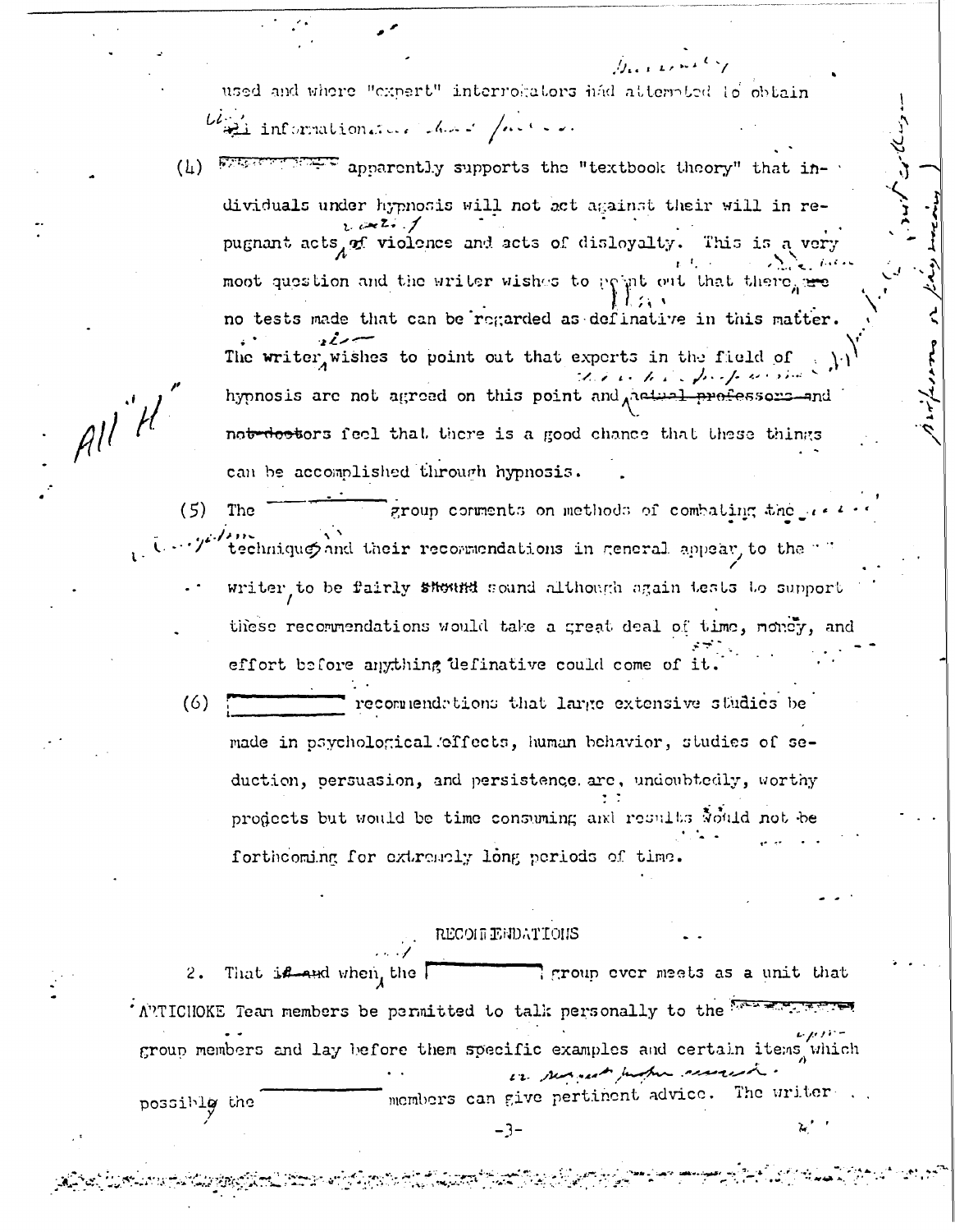used and where "expert" interrogators had attempted to obtain all information.

(4) [redacted] apparently supports the "textbook theory" that individuals under hypnosis will not act against their will in repugnant acts of violence and acts of disloyalty. This is a very moot question and the writer wishes to point out that there are no tests made that can be regarded as definative in this matter. The writer wishes to point out that experts in the field of hypnosis are not agreed on this point and ~~actual professors and not doctors~~ feel that there is a good chance that these things can be accomplished through hypnosis.

(5) The __________ group comments on methods of combating the technique and their recommendations in general appear to the writer to be fairly ~~should~~ sound although again tests to support these recommendations would take a great deal of time, money, and effort before anything definative could come of it.

(6) [redacted] recommendations that large extensive studies be made in psychological effects, human behavior, studies of seduction, persuasion, and persistence are, undoubtedly, worthy projects but would be time consuming and results would not be forthcoming for extremely long periods of time.

RECOMMENDATIONS

2. That ~~if and~~ when the [redacted] group ever meets as a unit that ARTICHOKE Team members be permitted to talk personally to the [redacted] group members and lay before them specific examples and certain items which possibly the __________ members can give pertinent advice. The writer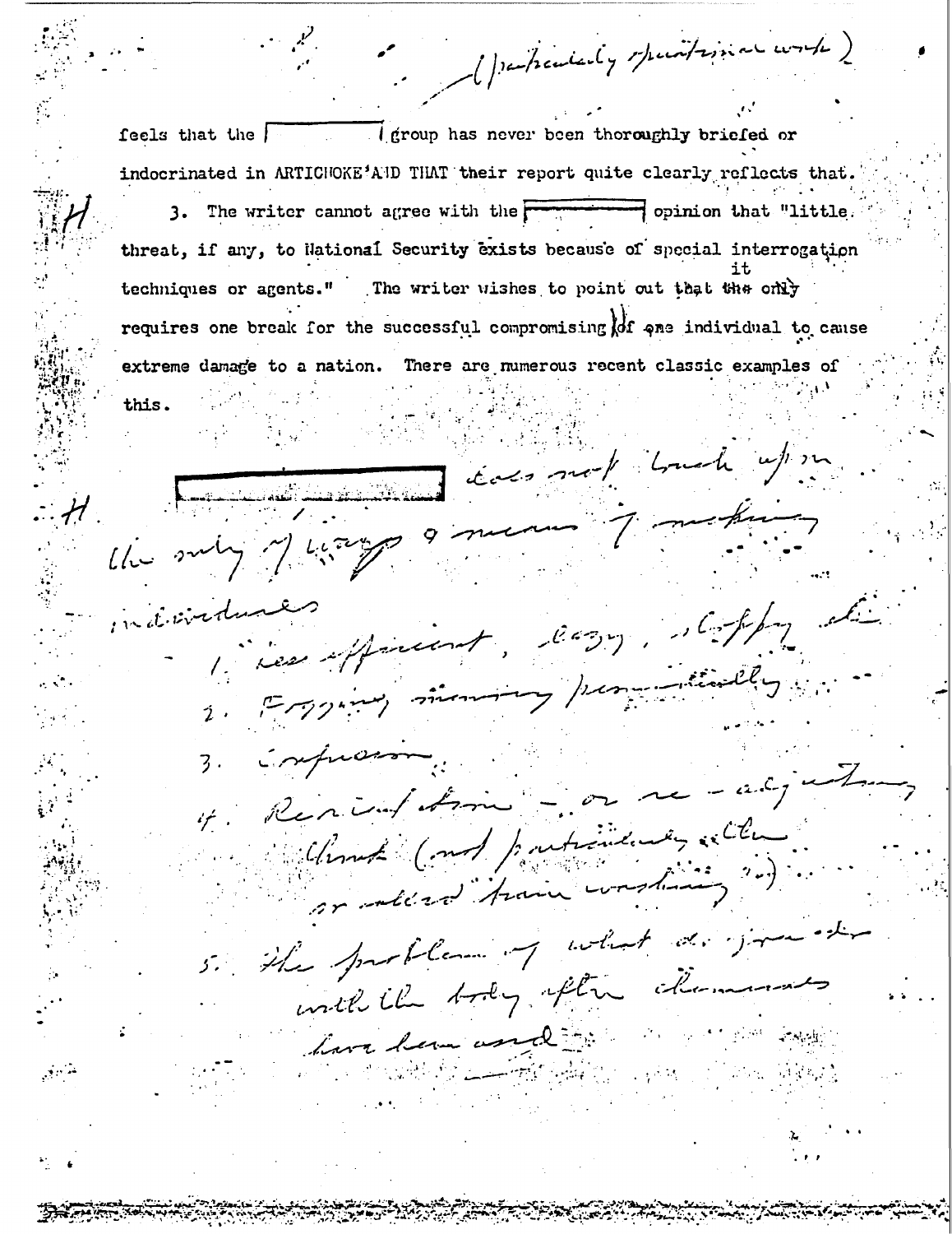(particularly operational work)

feels that the [redacted] group has never been thoroughly briefed or indocrinated in ARTICHOKE AND THAT their report quite clearly reflects that.

H

3. The writer cannot agree with the [redacted] opinion that "little threat, if any, to National Security exists because of special interrogation techniques or agents." The writer wishes to point out that ~~the~~ it only requires one break for the successful compromising of one individual to cause extreme damage to a nation. There are numerous recent classic examples of this.

H.

[redacted] does not touch upon the subject of ways & means of making individuals

1. less efficient, lazy, sloppy etc.
2. Fogging memory permanently
3. Confusion
4. Reindoctrination - or re-adjusting thinking (not particularly the so called "brain washing" etc.)
5. The problem of what do you do with the body after chemicals have been used